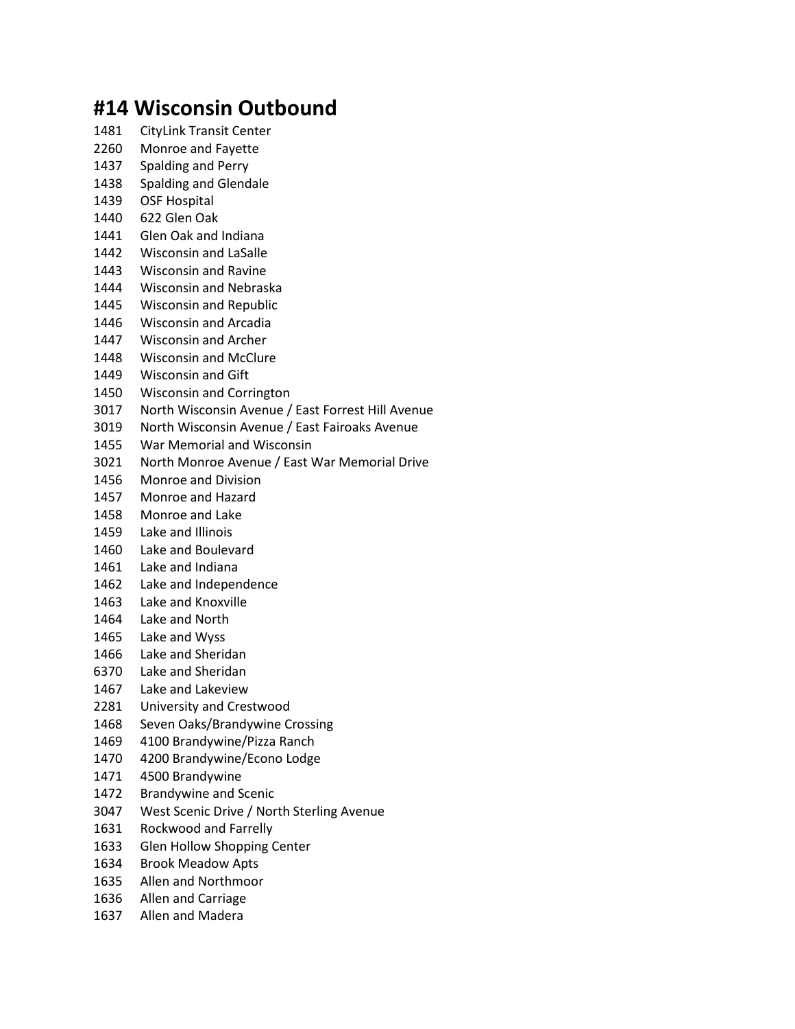# #14 Wisconsin Outbound

1481 CityLink Transit Center
2260 Monroe and Fayette
1437 Spalding and Perry
1438 Spalding and Glendale
1439 OSF Hospital
1440 622 Glen Oak
1441 Glen Oak and Indiana
1442 Wisconsin and LaSalle
1443 Wisconsin and Ravine
1444 Wisconsin and Nebraska
1445 Wisconsin and Republic
1446 Wisconsin and Arcadia
1447 Wisconsin and Archer
1448 Wisconsin and McClure
1449 Wisconsin and Gift
1450 Wisconsin and Corrington
3017 North Wisconsin Avenue / East Forrest Hill Avenue
3019 North Wisconsin Avenue / East Fairoaks Avenue
1455 War Memorial and Wisconsin
3021 North Monroe Avenue / East War Memorial Drive
1456 Monroe and Division
1457 Monroe and Hazard
1458 Monroe and Lake
1459 Lake and Illinois
1460 Lake and Boulevard
1461 Lake and Indiana
1462 Lake and Independence
1463 Lake and Knoxville
1464 Lake and North
1465 Lake and Wyss
1466 Lake and Sheridan
6370 Lake and Sheridan
1467 Lake and Lakeview
2281 University and Crestwood
1468 Seven Oaks/Brandywine Crossing
1469 4100 Brandywine/Pizza Ranch
1470 4200 Brandywine/Econo Lodge
1471 4500 Brandywine
1472 Brandywine and Scenic
3047 West Scenic Drive / North Sterling Avenue
1631 Rockwood and Farrelly
1633 Glen Hollow Shopping Center
1634 Brook Meadow Apts
1635 Allen and Northmoor
1636 Allen and Carriage
1637 Allen and Madera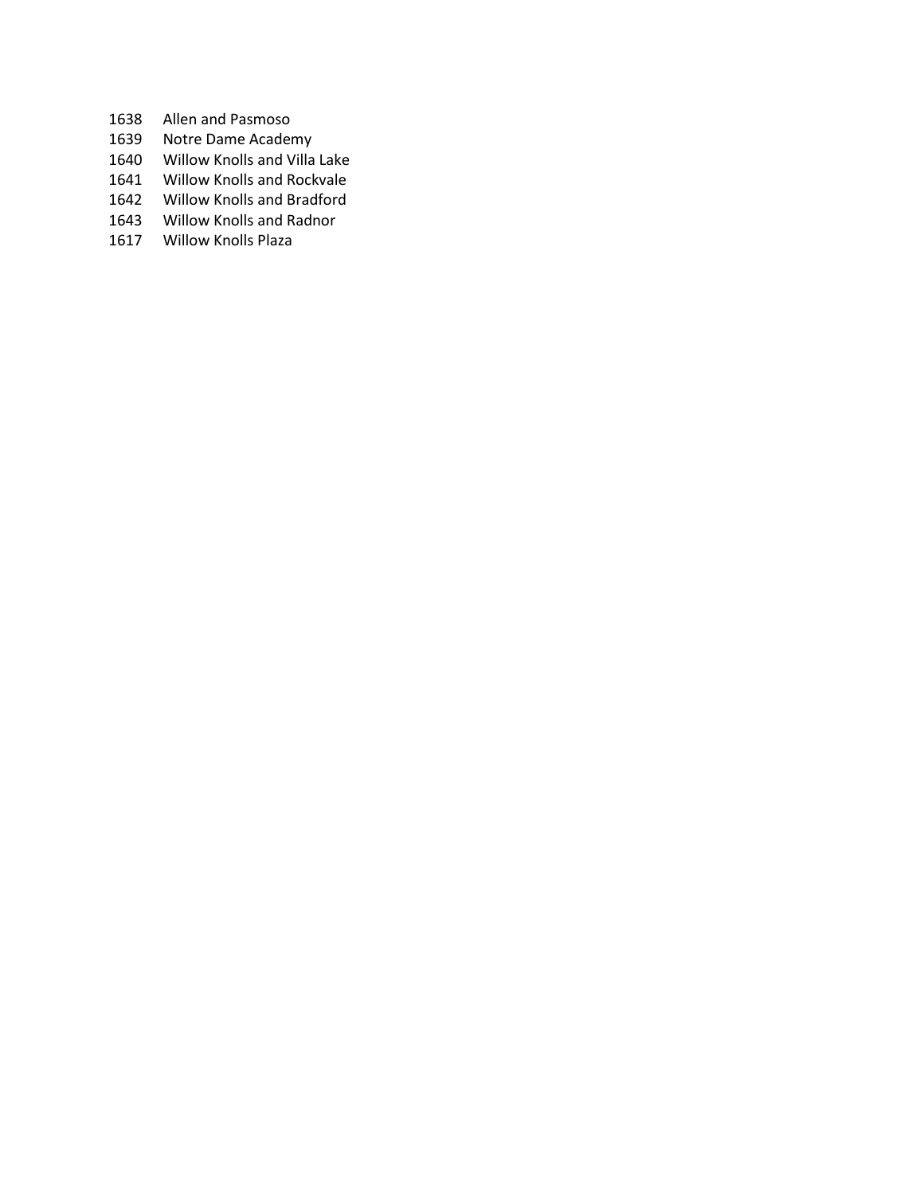| | |
|---|---|
| 1638 | Allen and Pasmoso |
| 1639 | Notre Dame Academy |
| 1640 | Willow Knolls and Villa Lake |
| 1641 | Willow Knolls and Rockvale |
| 1642 | Willow Knolls and Bradford |
| 1643 | Willow Knolls and Radnor |
| 1617 | Willow Knolls Plaza |